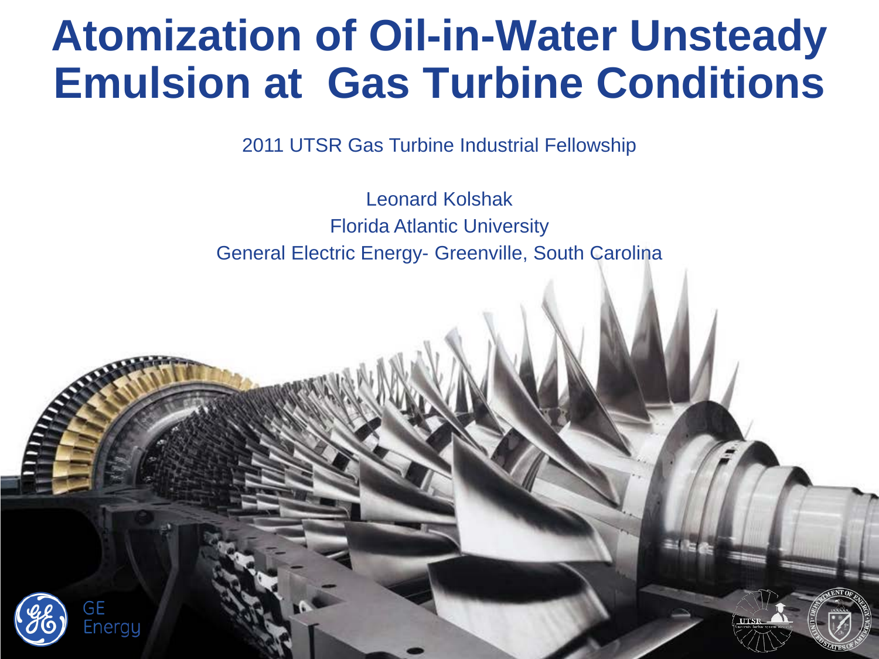# Atomization of Oil-in-Water Unsteady Emulsion at Gas Turbine Conditions

2011 UTSR Gas Turbine Industrial Fellowship

Leonard Kolshak

Florida Atlantic University

General Electric Energy- Greenville, South Carolina

GE Energy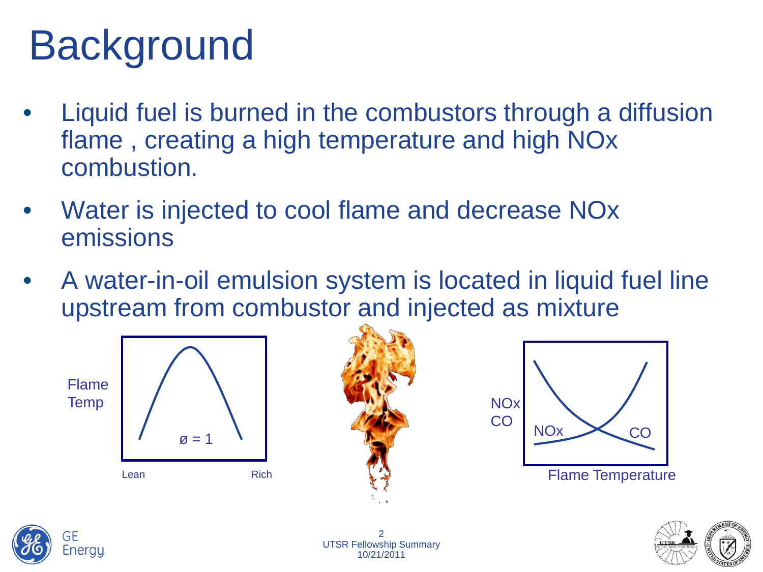# Background

- Liquid fuel is burned in the combustors through a diffusion flame , creating a high temperature and high NOx combustion.
- Water is injected to cool flame and decrease NOx emissions
- A water-in-oil emulsion system is located in liquid fuel line upstream from combustor and injected as mixture

Flame Temp

$\phi = 1$

Lean Rich

NOx
CO

NOx CO

Flame Temperature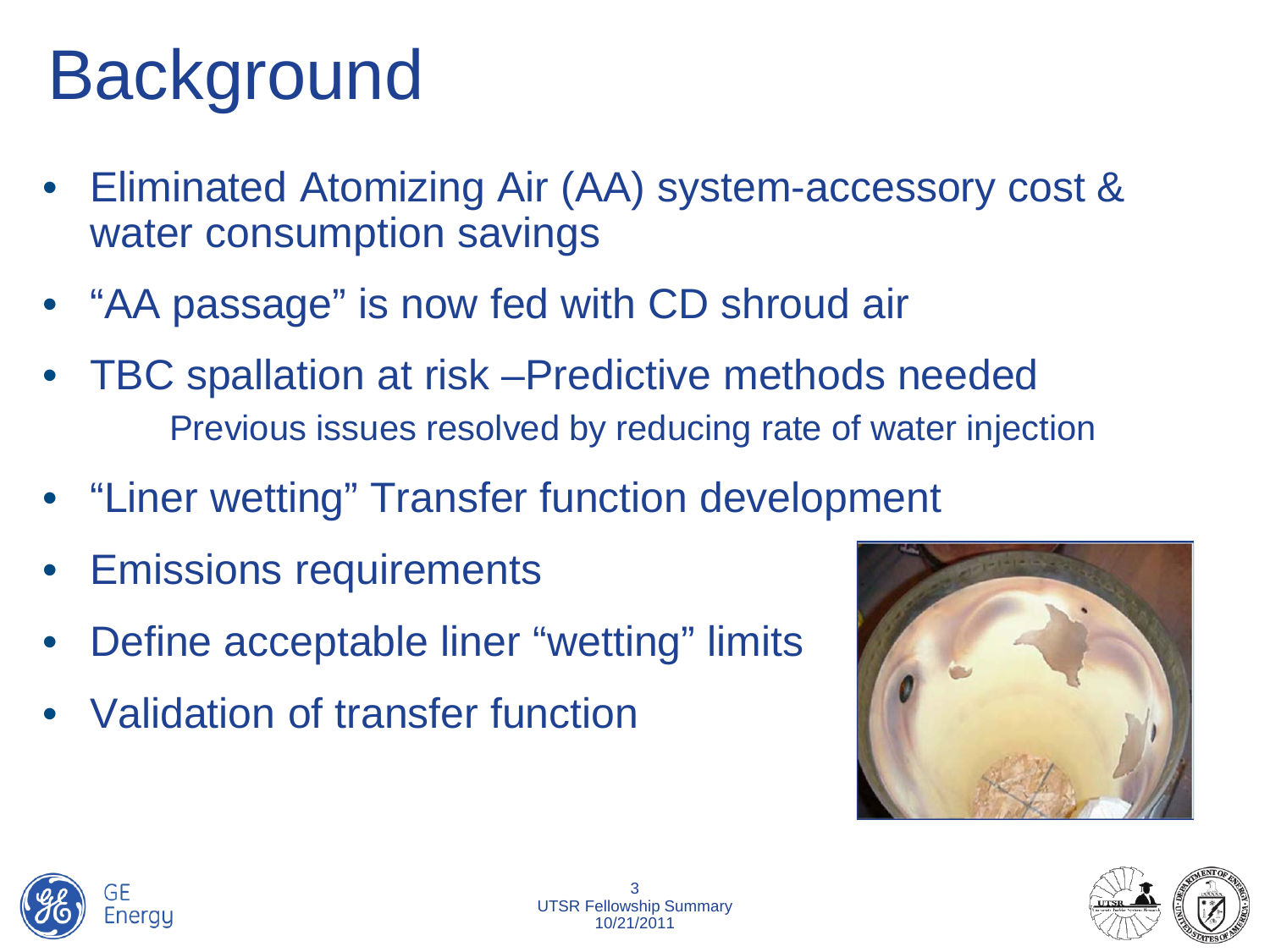# Background

- Eliminated Atomizing Air (AA) system-accessory cost & water consumption savings
- "AA passage" is now fed with CD shroud air
- TBC spallation at risk –Predictive methods needed
  - Previous issues resolved by reducing rate of water injection
- "Liner wetting" Transfer function development
- Emissions requirements
- Define acceptable liner "wetting" limits
- Validation of transfer function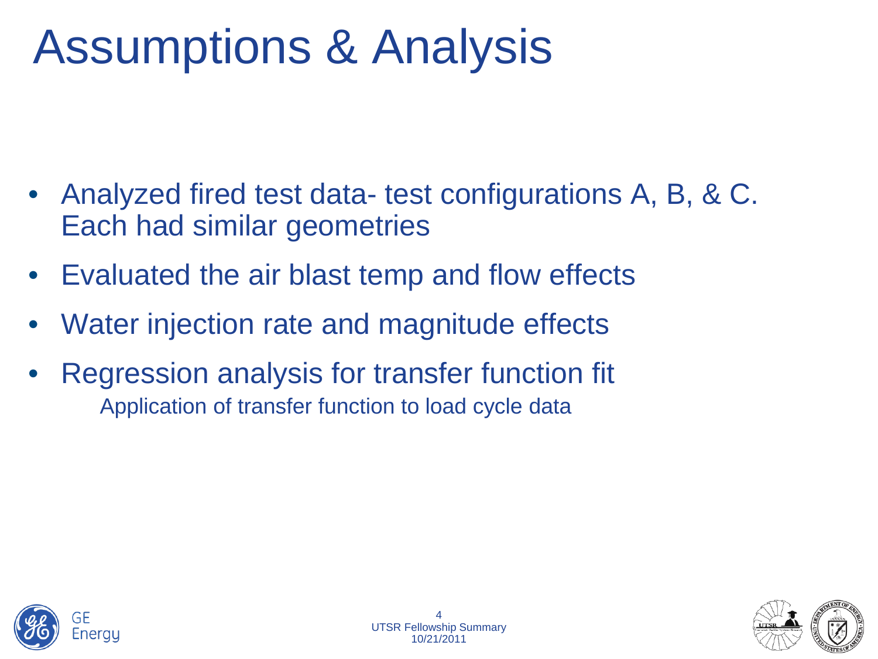# Assumptions & Analysis

- Analyzed fired test data- test configurations A, B, & C. Each had similar geometries
- Evaluated the air blast temp and flow effects
- Water injection rate and magnitude effects
- Regression analysis for transfer function fit
  - Application of transfer function to load cycle data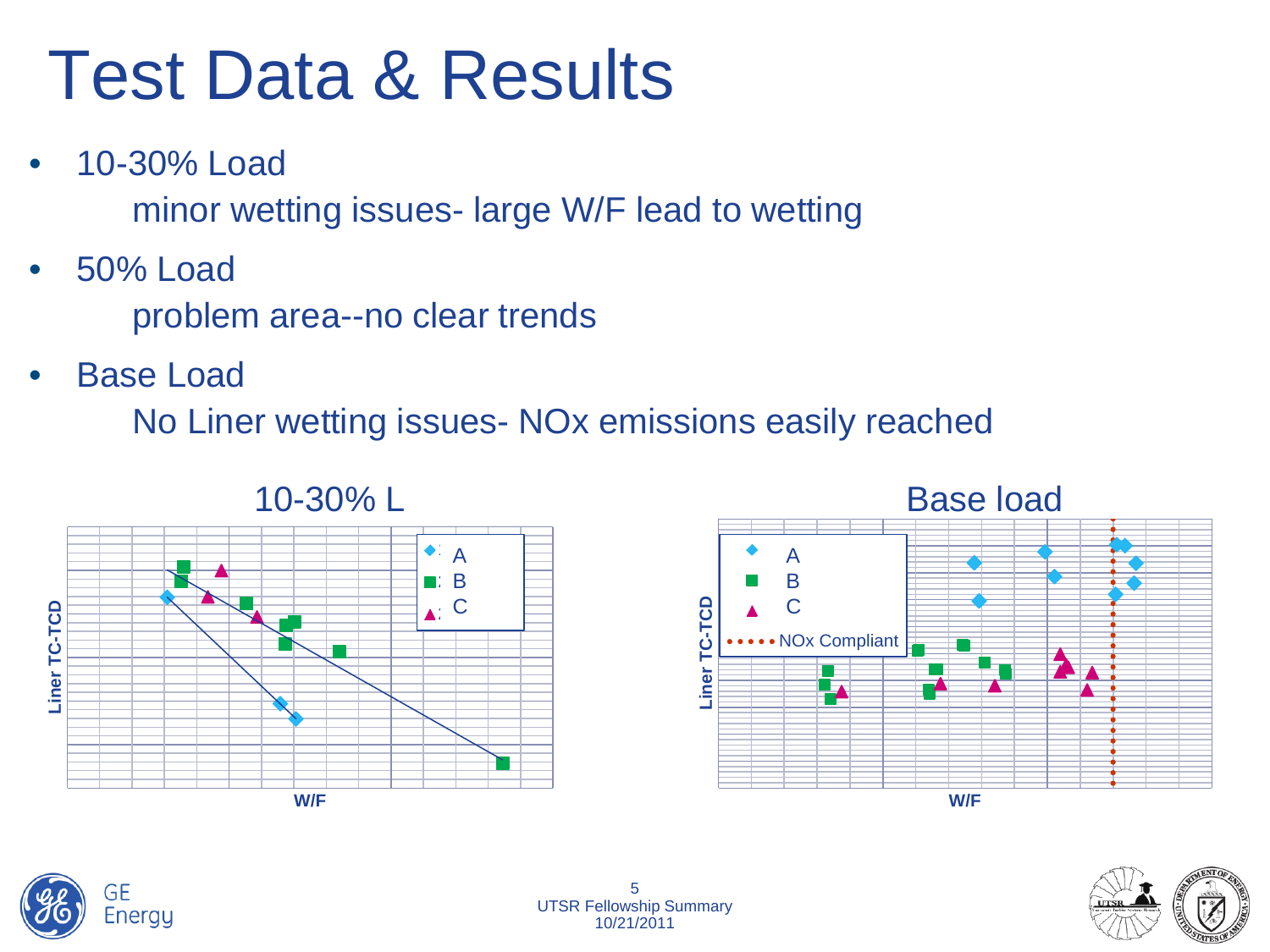# Test Data & Results

- 10-30% Load
  - minor wetting issues- large W/F lead to wetting
- 50% Load
  - problem area--no clear trends
- Base Load
  - No Liner wetting issues- NOx emissions easily reached

10-30% L

Liner TC-TCD

W/F

A
B
C

Base load

Liner TC-TCD

W/F

A
B
C
NOx Compliant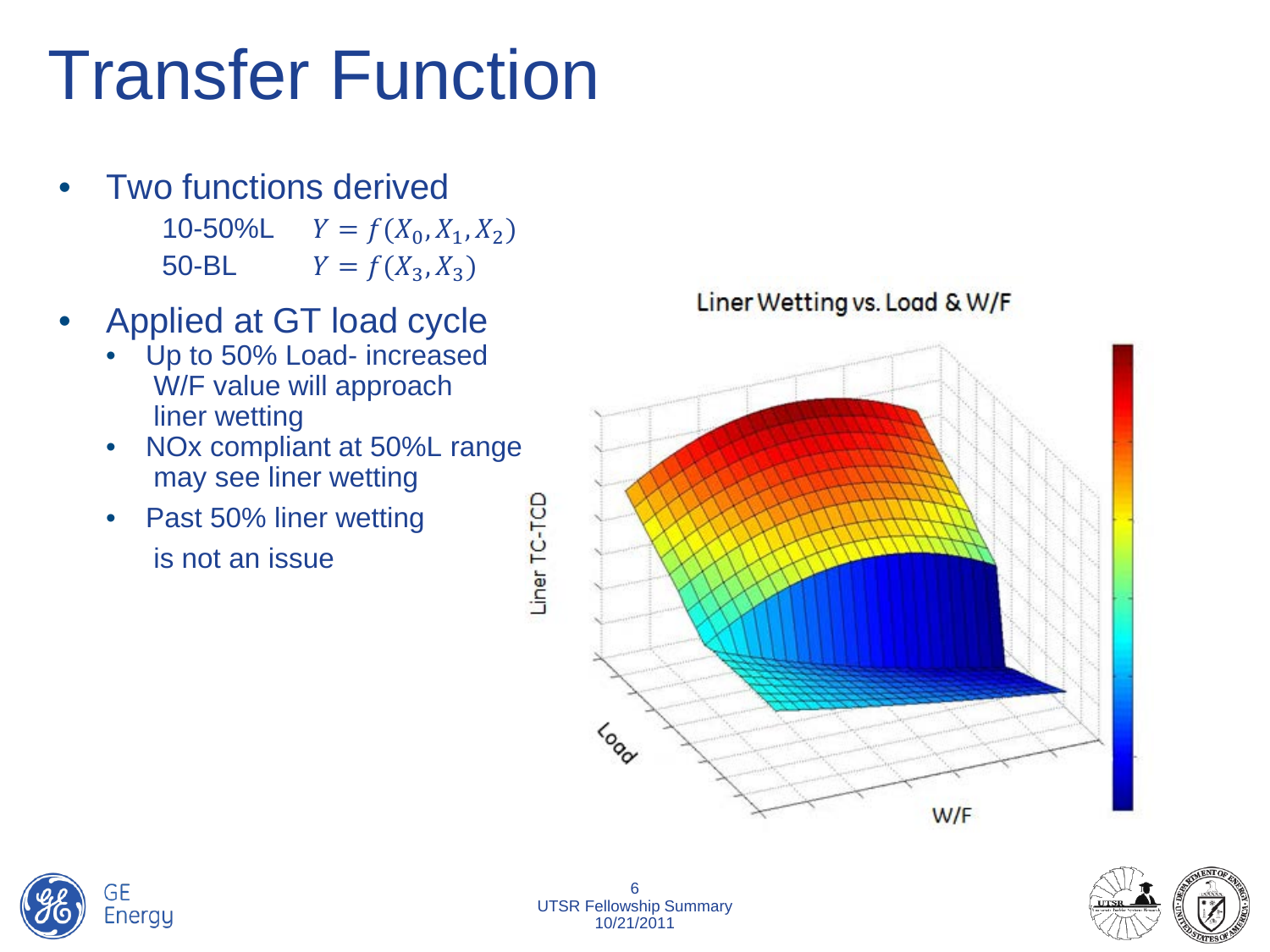# Transfer Function

- Two functions derived

  10-50%L $Y = f(X_0, X_1, X_2)$

  50-BL $Y = f(X_3, X_3)$

- Applied at GT load cycle
  - Up to 50% Load- increased W/F value will approach liner wetting
  - NOx compliant at 50%L range may see liner wetting
  - Past 50% liner wetting is not an issue

Liner Wetting vs. Load & W/F

Liner TC-TCD

Load

W/F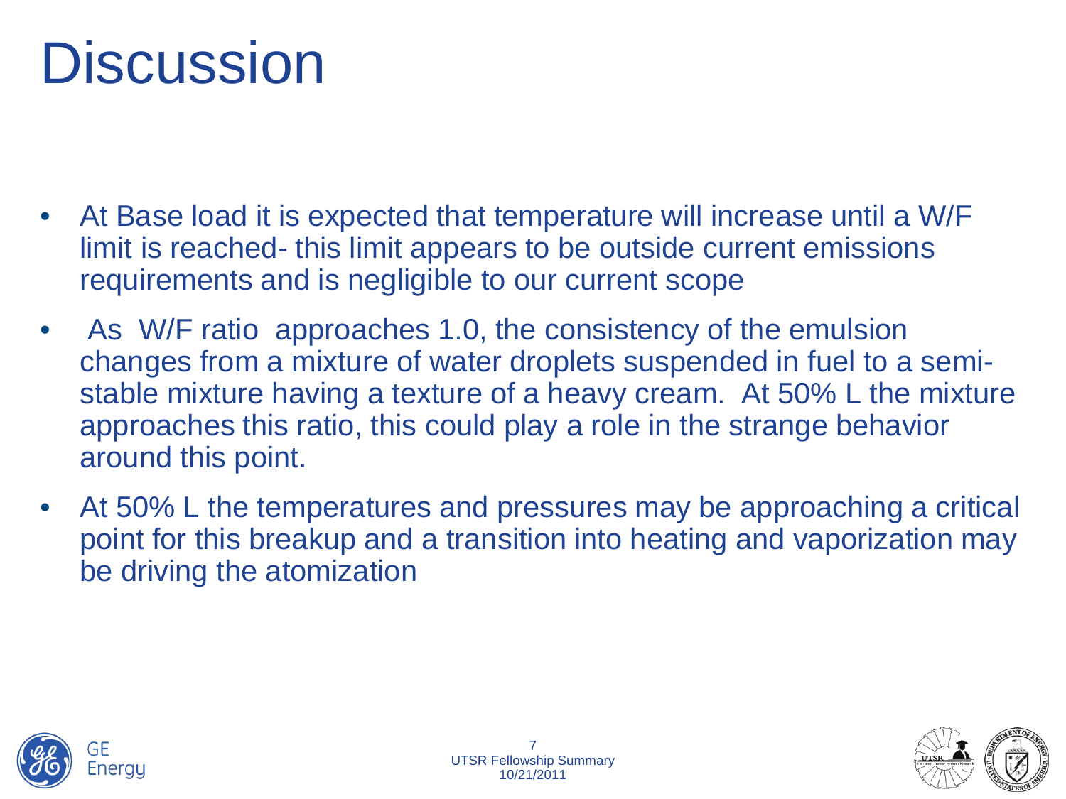# Discussion

- At Base load it is expected that temperature will increase until a W/F limit is reached- this limit appears to be outside current emissions requirements and is negligible to our current scope
- As W/F ratio approaches 1.0, the consistency of the emulsion changes from a mixture of water droplets suspended in fuel to a semi-stable mixture having a texture of a heavy cream. At 50% L the mixture approaches this ratio, this could play a role in the strange behavior around this point.
- At 50% L the temperatures and pressures may be approaching a critical point for this breakup and a transition into heating and vaporization may be driving the atomization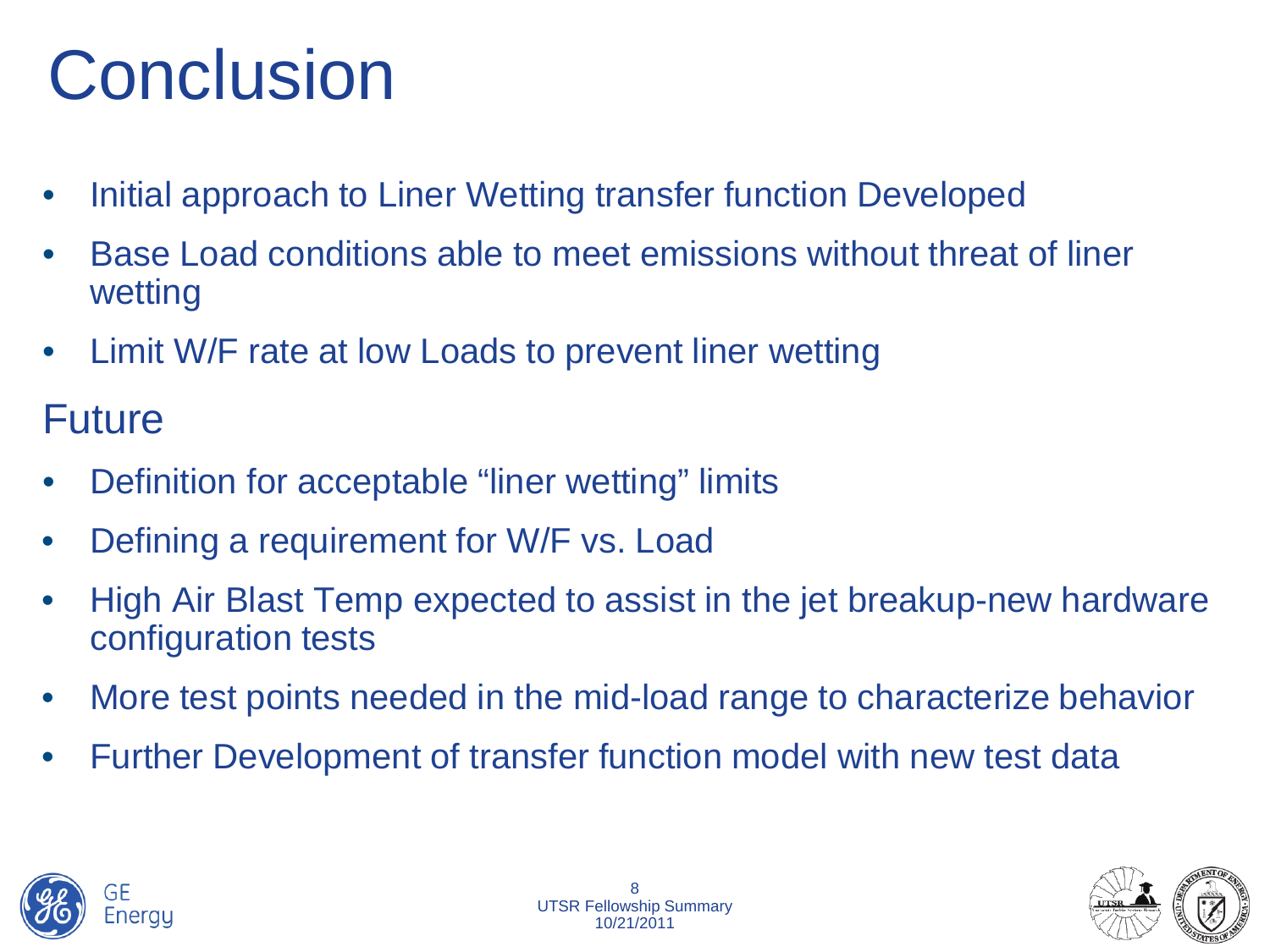# Conclusion

- Initial approach to Liner Wetting transfer function Developed
- Base Load conditions able to meet emissions without threat of liner wetting
- Limit W/F rate at low Loads to prevent liner wetting

## Future

- Definition for acceptable “liner wetting” limits
- Defining a requirement for W/F vs. Load
- High Air Blast Temp expected to assist in the jet breakup-new hardware configuration tests
- More test points needed in the mid-load range to characterize behavior
- Further Development of transfer function model with new test data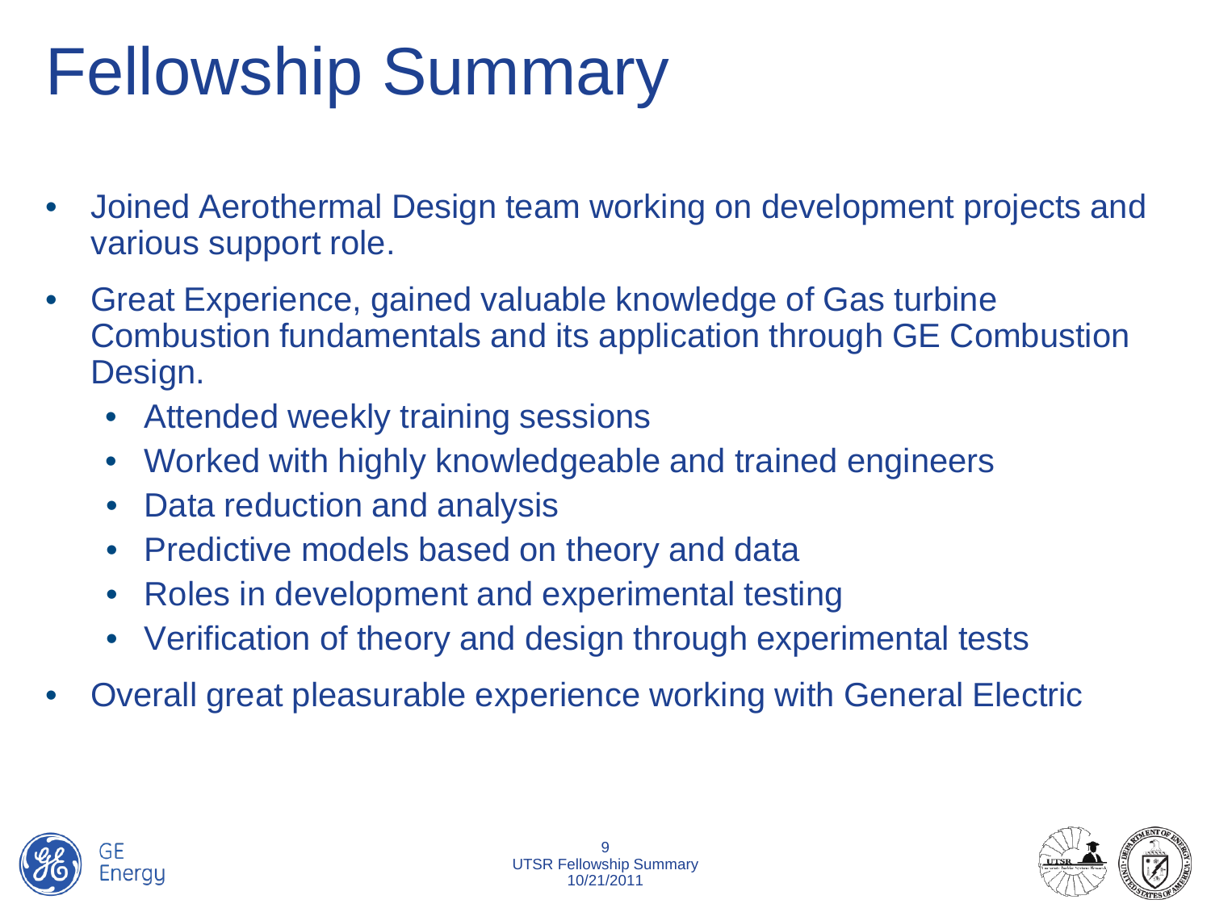# Fellowship Summary

- Joined Aerothermal Design team working on development projects and various support role.
- Great Experience, gained valuable knowledge of Gas turbine Combustion fundamentals and its application through GE Combustion Design.
  - Attended weekly training sessions
  - Worked with highly knowledgeable and trained engineers
  - Data reduction and analysis
  - Predictive models based on theory and data
  - Roles in development and experimental testing
  - Verification of theory and design through experimental tests
- Overall great pleasurable experience working with General Electric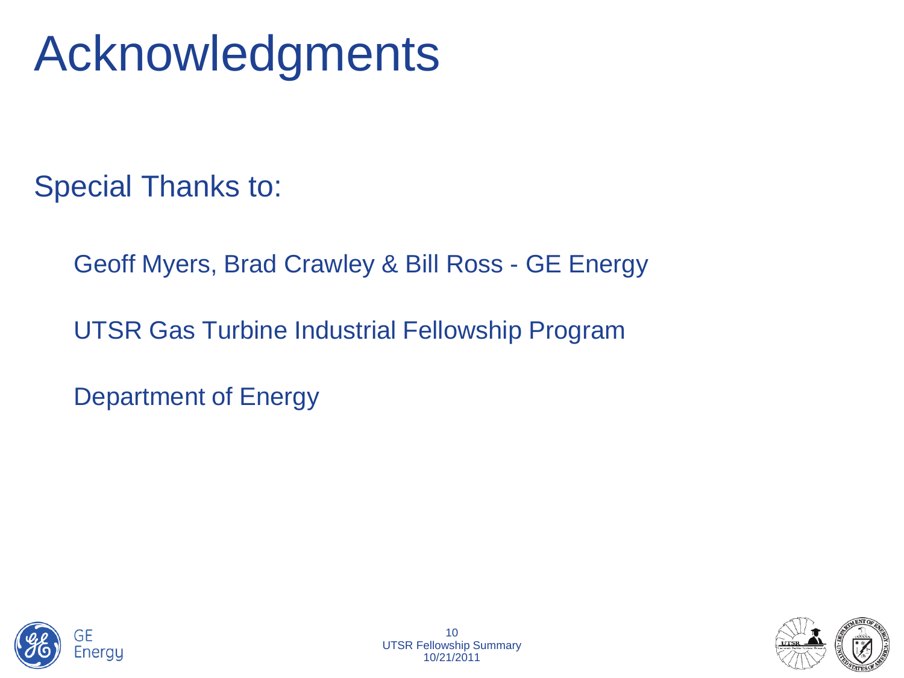# Acknowledgments

Special Thanks to:

Geoff Myers, Brad Crawley & Bill Ross - GE Energy

UTSR Gas Turbine Industrial Fellowship Program

Department of Energy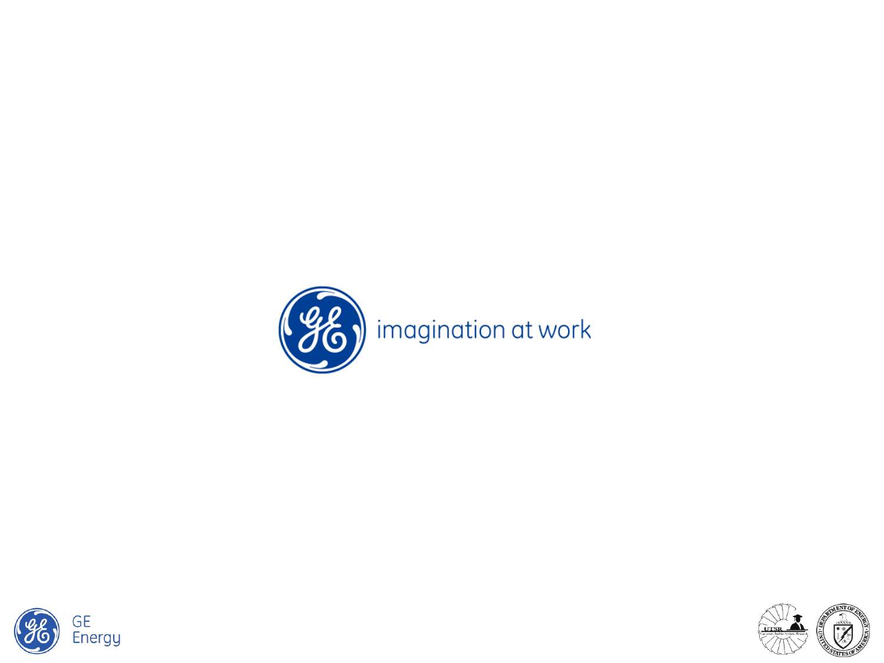imagination at work